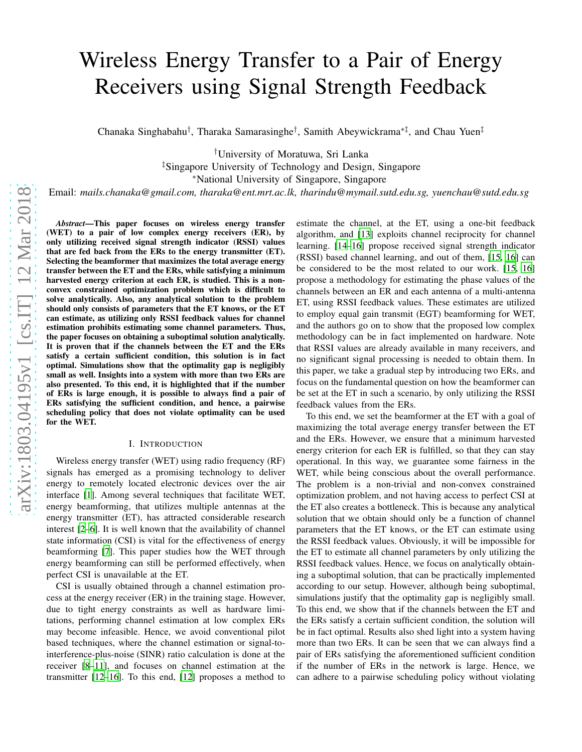# Wireless Energy Transfer to a Pair of Energy Receivers using Signal Strength Feedback

Chanaka Singhabahu[†], Tharaka Samarasinghe[†], Samith Abeywickrama[*‡], and Chau Yuen[‡]

[†]University of Moratuwa, Sri Lanka
[‡]Singapore University of Technology and Design, Singapore
[*]National University of Singapore, Singapore

Email: *mails.chanaka@gmail.com, tharaka@ent.mrt.ac.lk, tharindu@mymail.sutd.edu.sg, yuenchau@sutd.edu.sg*

***Abstract*—This paper focuses on wireless energy transfer (WET) to a pair of low complex energy receivers (ER), by only utilizing received signal strength indicator (RSSI) values that are fed back from the ERs to the energy transmitter (ET). Selecting the beamformer that maximizes the total average energy transfer between the ET and the ERs, while satisfying a minimum harvested energy criterion at each ER, is studied. This is a non-convex constrained optimization problem which is difficult to solve analytically. Also, any analytical solution to the problem should only consists of parameters that the ET knows, or the ET can estimate, as utilizing only RSSI feedback values for channel estimation prohibits estimating some channel parameters. Thus, the paper focuses on obtaining a suboptimal solution analytically. It is proven that if the channels between the ET and the ERs satisfy a certain sufficient condition, this solution is in fact optimal. Simulations show that the optimality gap is negligibly small as well. Insights into a system with more than two ERs are also presented. To this end, it is highlighted that if the number of ERs is large enough, it is possible to always find a pair of ERs satisfying the sufficient condition, and hence, a pairwise scheduling policy that does not violate optimality can be used for the WET.**

## I. Introduction

Wireless energy transfer (WET) using radio frequency (RF) signals has emerged as a promising technology to deliver energy to remotely located electronic devices over the air interface [1]. Among several techniques that facilitate WET, energy beamforming, that utilizes multiple antennas at the energy transmitter (ET), has attracted considerable research interest [2–6]. It is well known that the availability of channel state information (CSI) is vital for the effectiveness of energy beamforming [7]. This paper studies how the WET through energy beamforming can still be performed effectively, when perfect CSI is unavailable at the ET.

CSI is usually obtained through a channel estimation process at the energy receiver (ER) in the training stage. However, due to tight energy constraints as well as hardware limitations, performing channel estimation at low complex ERs may become infeasible. Hence, we avoid conventional pilot based techniques, where the channel estimation or signal-to-interference-plus-noise (SINR) ratio calculation is done at the receiver [8–11], and focuses on channel estimation at the transmitter [12–16]. To this end, [12] proposes a method to estimate the channel, at the ET, using a one-bit feedback algorithm, and [13] exploits channel reciprocity for channel learning. [14–16] propose received signal strength indicator (RSSI) based channel learning, and out of them, [15, 16] can be considered to be the most related to our work. [15, 16] propose a methodology for estimating the phase values of the channels between an ER and each antenna of a multi-antenna ET, using RSSI feedback values. These estimates are utilized to employ equal gain transmit (EGT) beamforming for WET, and the authors go on to show that the proposed low complex methodology can be in fact implemented on hardware. Note that RSSI values are already available in many receivers, and no significant signal processing is needed to obtain them. In this paper, we take a gradual step by introducing two ERs, and focus on the fundamental question on how the beamformer can be set at the ET in such a scenario, by only utilizing the RSSI feedback values from the ERs.

To this end, we set the beamformer at the ET with a goal of maximizing the total average energy transfer between the ET and the ERs. However, we ensure that a minimum harvested energy criterion for each ER is fulfilled, so that they can stay operational. In this way, we guarantee some fairness in the WET, while being conscious about the overall performance. The problem is a non-trivial and non-convex constrained optimization problem, and not having access to perfect CSI at the ET also creates a bottleneck. This is because any analytical solution that we obtain should only be a function of channel parameters that the ET knows, or the ET can estimate using the RSSI feedback values. Obviously, it will be impossible for the ET to estimate all channel parameters by only utilizing the RSSI feedback values. Hence, we focus on analytically obtaining a suboptimal solution, that can be practically implemented according to our setup. However, although being suboptimal, simulations justify that the optimality gap is negligibly small. To this end, we show that if the channels between the ET and the ERs satisfy a certain sufficient condition, the solution will be in fact optimal. Results also shed light into a system having more than two ERs. It can be seen that we can always find a pair of ERs satisfying the aforementioned sufficient condition if the number of ERs in the network is large. Hence, we can adhere to a pairwise scheduling policy without violating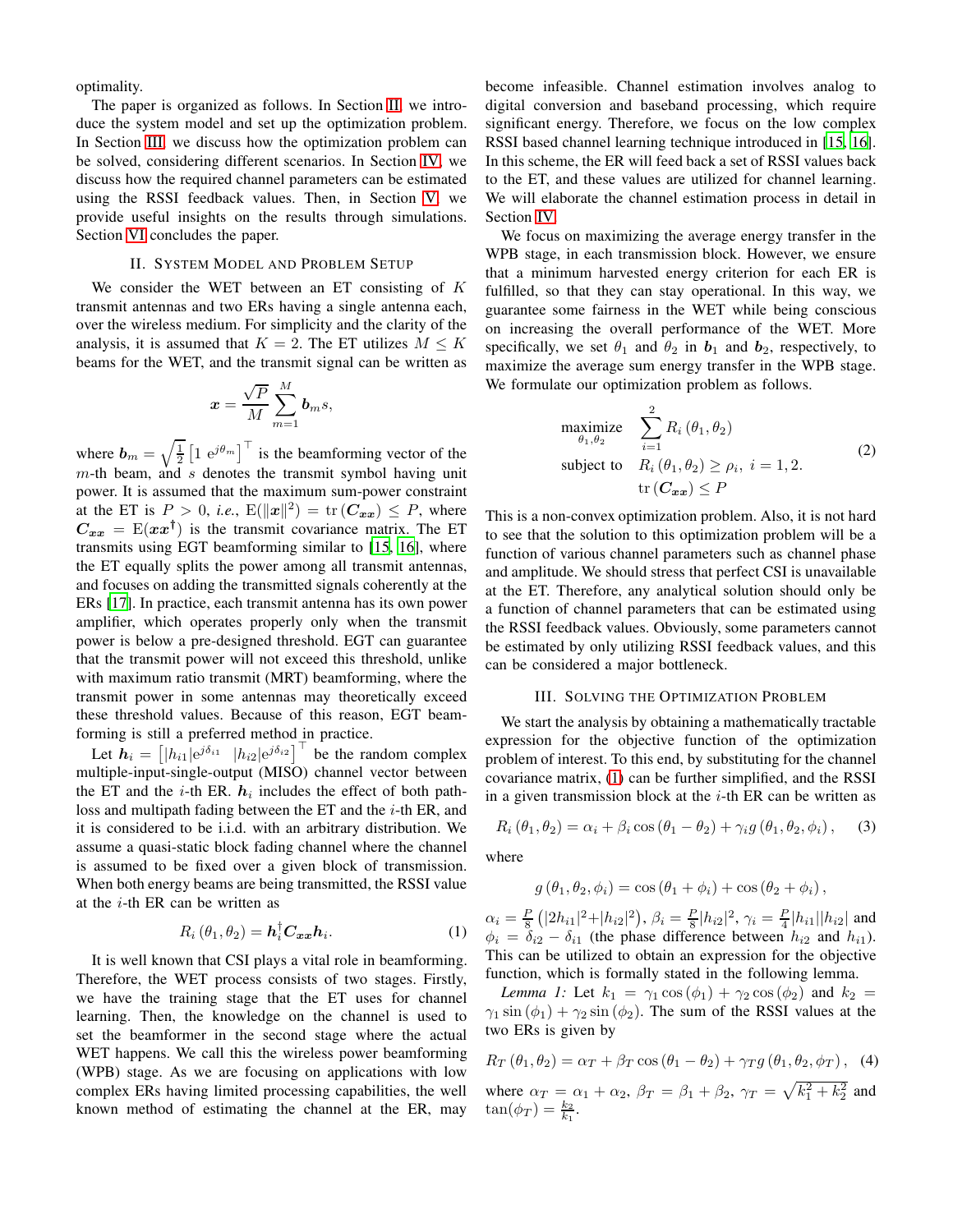optimality.

The paper is organized as follows. In Section II, we introduce the system model and set up the optimization problem. In Section III, we discuss how the optimization problem can be solved, considering different scenarios. In Section IV, we discuss how the required channel parameters can be estimated using the RSSI feedback values. Then, in Section V, we provide useful insights on the results through simulations. Section VI concludes the paper.

## II. System Model and Problem Setup

We consider the WET between an ET consisting of $K$ transmit antennas and two ERs having a single antenna each, over the wireless medium. For simplicity and the clarity of the analysis, it is assumed that $K = 2$. The ET utilizes $M \leq K$ beams for the WET, and the transmit signal can be written as

$$\boldsymbol{x} = \frac{\sqrt{P}}{M} \sum_{m=1}^{M} \boldsymbol{b}_m s,$$

where $\boldsymbol{b}_m = \sqrt{\frac{1}{2}} \left[1 \ \mathrm{e}^{j\theta_m}\right]^\top$ is the beamforming vector of the $m$-th beam, and $s$ denotes the transmit symbol having unit power. It is assumed that the maximum sum-power constraint at the ET is $P > 0$, *i.e.*, $\mathrm{E}(\|\boldsymbol{x}\|^2) = \mathrm{tr}\left(\boldsymbol{C_{xx}}\right) \leq P$, where $\boldsymbol{C_{xx}} = \mathrm{E}(\boldsymbol{x}\boldsymbol{x}^\dagger)$ is the transmit covariance matrix. The ET transmits using EGT beamforming similar to [15, 16], where the ET equally splits the power among all transmit antennas, and focuses on adding the transmitted signals coherently at the ERs [17]. In practice, each transmit antenna has its own power amplifier, which operates properly only when the transmit power is below a pre-designed threshold. EGT can guarantee that the transmit power will not exceed this threshold, unlike with maximum ratio transmit (MRT) beamforming, where the transmit power in some antennas may theoretically exceed these threshold values. Because of this reason, EGT beamforming is still a preferred method in practice.

Let $\boldsymbol{h}_i = \left[|h_{i1}|\mathrm{e}^{j\delta_{i1}} \ \ |h_{i2}|\mathrm{e}^{j\delta_{i2}}\right]^\top$ be the random complex multiple-input-single-output (MISO) channel vector between the ET and the $i$-th ER. $\boldsymbol{h}_i$ includes the effect of both path-loss and multipath fading between the ET and the $i$-th ER, and it is considered to be i.i.d. with an arbitrary distribution. We assume a quasi-static block fading channel where the channel is assumed to be fixed over a given block of transmission. When both energy beams are being transmitted, the RSSI value at the $i$-th ER can be written as

$$R_i\left(\theta_1, \theta_2\right) = \boldsymbol{h}_i^\dagger \boldsymbol{C_{xx}} \boldsymbol{h}_i. \tag{1}$$

It is well known that CSI plays a vital role in beamforming. Therefore, the WET process consists of two stages. Firstly, we have the training stage that the ET uses for channel learning. Then, the knowledge on the channel is used to set the beamformer in the second stage where the actual WET happens. We call this the wireless power beamforming (WPB) stage. As we are focusing on applications with low complex ERs having limited processing capabilities, the well known method of estimating the channel at the ER, may become infeasible. Channel estimation involves analog to digital conversion and baseband processing, which require significant energy. Therefore, we focus on the low complex RSSI based channel learning technique introduced in [15, 16]. In this scheme, the ER will feed back a set of RSSI values back to the ET, and these values are utilized for channel learning. We will elaborate the channel estimation process in detail in Section IV.

We focus on maximizing the average energy transfer in the WPB stage, in each transmission block. However, we ensure that a minimum harvested energy criterion for each ER is fulfilled, so that they can stay operational. In this way, we guarantee some fairness in the WET while being conscious on increasing the overall performance of the WET. More specifically, we set $\theta_1$ and $\theta_2$ in $\boldsymbol{b}_1$ and $\boldsymbol{b}_2$, respectively, to maximize the average sum energy transfer in the WPB stage. We formulate our optimization problem as follows.

$$\begin{aligned}
\underset{\theta_1, \theta_2}{\text{maximize}} \quad & \sum_{i=1}^{2} R_i\left(\theta_1, \theta_2\right) \\
\text{subject to} \quad & R_i\left(\theta_1, \theta_2\right) \geq \rho_i, \ i = 1, 2. \\
& \mathrm{tr}\left(\boldsymbol{C_{xx}}\right) \leq P
\end{aligned} \tag{2}$$

This is a non-convex optimization problem. Also, it is not hard to see that the solution to this optimization problem will be a function of various channel parameters such as channel phase and amplitude. We should stress that perfect CSI is unavailable at the ET. Therefore, any analytical solution should only be a function of channel parameters that can be estimated using the RSSI feedback values. Obviously, some parameters cannot be estimated by only utilizing RSSI feedback values, and this can be considered a major bottleneck.

## III. Solving the Optimization Problem

We start the analysis by obtaining a mathematically tractable expression for the objective function of the optimization problem of interest. To this end, by substituting for the channel covariance matrix, (1) can be further simplified, and the RSSI in a given transmission block at the $i$-th ER can be written as

$$R_i\left(\theta_1, \theta_2\right) = \alpha_i + \beta_i \cos\left(\theta_1 - \theta_2\right) + \gamma_i g\left(\theta_1, \theta_2, \phi_i\right), \tag{3}$$

where

$$g\left(\theta_1, \theta_2, \phi_i\right) = \cos\left(\theta_1 + \phi_i\right) + \cos\left(\theta_2 + \phi_i\right),$$

$\alpha_i = \frac{P}{8}\left(|2h_{i1}|^2 + |h_{i2}|^2\right)$, $\beta_i = \frac{P}{8}|h_{i2}|^2$, $\gamma_i = \frac{P}{4}|h_{i1}||h_{i2}|$ and $\phi_i = \delta_{i2} - \delta_{i1}$ (the phase difference between $h_{i2}$ and $h_{i1}$). This can be utilized to obtain an expression for the objective function, which is formally stated in the following lemma.

*Lemma 1:* Let $k_1 = \gamma_1 \cos\left(\phi_1\right) + \gamma_2 \cos\left(\phi_2\right)$ and $k_2 = \gamma_1 \sin\left(\phi_1\right) + \gamma_2 \sin\left(\phi_2\right)$. The sum of the RSSI values at the two ERs is given by

$$R_T\left(\theta_1, \theta_2\right) = \alpha_T + \beta_T \cos\left(\theta_1 - \theta_2\right) + \gamma_T g\left(\theta_1, \theta_2, \phi_T\right), \tag{4}$$

where $\alpha_T = \alpha_1 + \alpha_2$, $\beta_T = \beta_1 + \beta_2$, $\gamma_T = \sqrt{k_1^2 + k_2^2}$ and $\tan(\phi_T) = \frac{k_2}{k_1}$.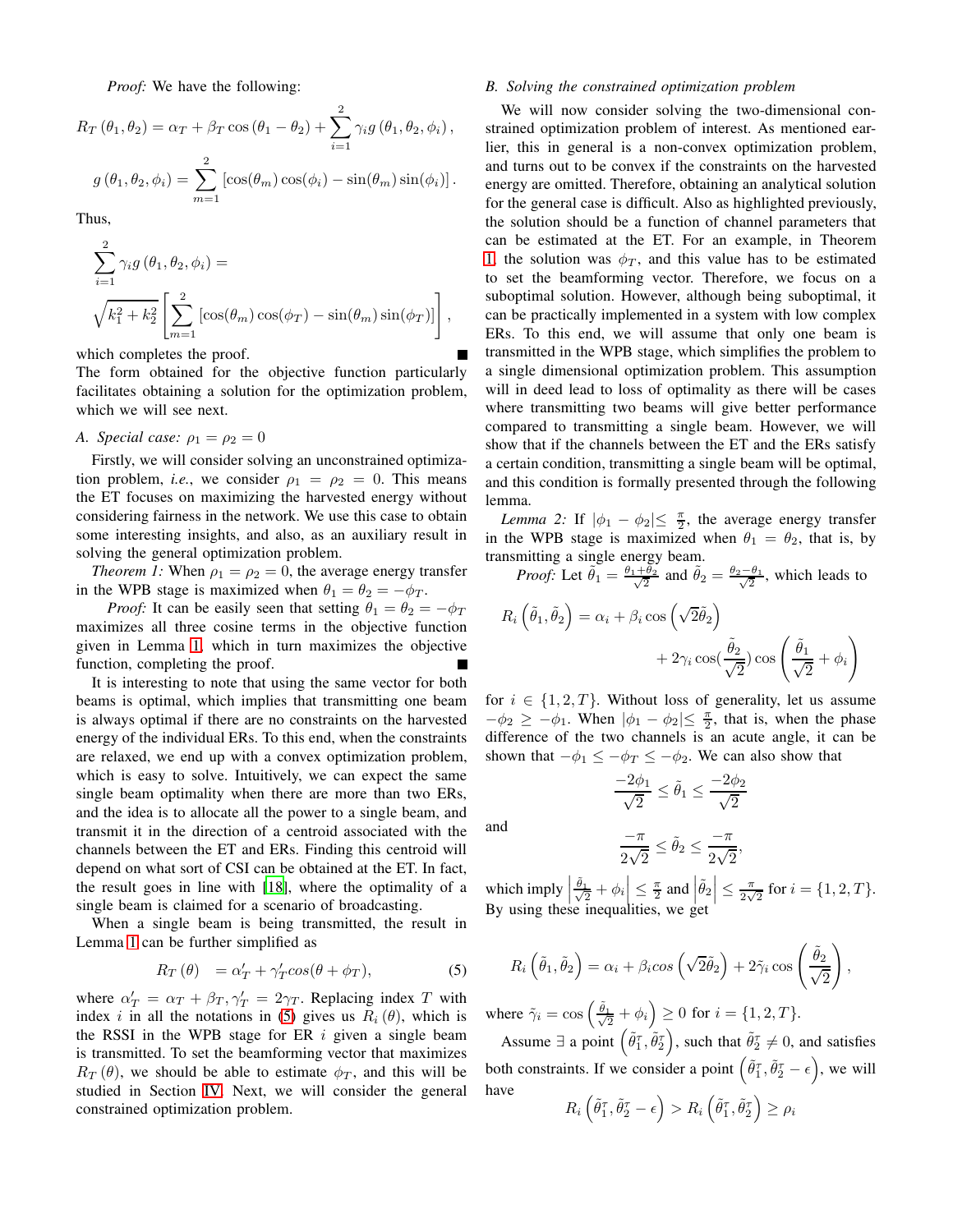*Proof:* We have the following:

$$R_T(\theta_1, \theta_2) = \alpha_T + \beta_T \cos(\theta_1 - \theta_2) + \sum_{i=1}^{2} \gamma_i g(\theta_1, \theta_2, \phi_i),$$

$$g(\theta_1, \theta_2, \phi_i) = \sum_{m=1}^{2} [\cos(\theta_m)\cos(\phi_i) - \sin(\theta_m)\sin(\phi_i)].$$

Thus,

$$\sum_{i=1}^{2} \gamma_i g(\theta_1, \theta_2, \phi_i) = \sqrt{k_1^2 + k_2^2}\left[\sum_{m=1}^{2} [\cos(\theta_m)\cos(\phi_T) - \sin(\theta_m)\sin(\phi_T)]\right],$$

which completes the proof. ∎

The form obtained for the objective function particularly facilitates obtaining a solution for the optimization problem, which we will see next.

### A. Special case: $\rho_1 = \rho_2 = 0$

Firstly, we will consider solving an unconstrained optimization problem, *i.e.*, we consider $\rho_1 = \rho_2 = 0$. This means the ET focuses on maximizing the harvested energy without considering fairness in the network. We use this case to obtain some interesting insights, and also, as an auxiliary result in solving the general optimization problem.

*Theorem 1:* When $\rho_1 = \rho_2 = 0$, the average energy transfer in the WPB stage is maximized when $\theta_1 = \theta_2 = -\phi_T$.

*Proof:* It can be easily seen that setting $\theta_1 = \theta_2 = -\phi_T$ maximizes all three cosine terms in the objective function given in Lemma 1, which in turn maximizes the objective function, completing the proof. ∎

It is interesting to note that using the same vector for both beams is optimal, which implies that transmitting one beam is always optimal if there are no constraints on the harvested energy of the individual ERs. To this end, when the constraints are relaxed, we end up with a convex optimization problem, which is easy to solve. Intuitively, we can expect the same single beam optimality when there are more than two ERs, and the idea is to allocate all the power to a single beam, and transmit it in the direction of a centroid associated with the channels between the ET and ERs. Finding this centroid will depend on what sort of CSI can be obtained at the ET. In fact, the result goes in line with [18], where the optimality of a single beam is claimed for a scenario of broadcasting.

When a single beam is being transmitted, the result in Lemma 1 can be further simplified as

$$R_T(\theta) = \alpha'_T + \gamma'_T \cos(\theta + \phi_T), \tag{5}$$

where $\alpha'_T = \alpha_T + \beta_T, \gamma'_T = 2\gamma_T$. Replacing index $T$ with index $i$ in all the notations in (5) gives us $R_i(\theta)$, which is the RSSI in the WPB stage for ER $i$ given a single beam is transmitted. To set the beamforming vector that maximizes $R_T(\theta)$, we should be able to estimate $\phi_T$, and this will be studied in Section IV. Next, we will consider the general constrained optimization problem.

### B. Solving the constrained optimization problem

We will now consider solving the two-dimensional constrained optimization problem of interest. As mentioned earlier, this in general is a non-convex optimization problem, and turns out to be convex if the constraints on the harvested energy are omitted. Therefore, obtaining an analytical solution for the general case is difficult. Also as highlighted previously, the solution should be a function of channel parameters that can be estimated at the ET. For an example, in Theorem 1, the solution was $\phi_T$, and this value has to be estimated to set the beamforming vector. Therefore, we focus on a suboptimal solution. However, although being suboptimal, it can be practically implemented in a system with low complex ERs. To this end, we will assume that only one beam is transmitted in the WPB stage, which simplifies the problem to a single dimensional optimization problem. This assumption will in deed lead to loss of optimality as there will be cases where transmitting two beams will give better performance compared to transmitting a single beam. However, we will show that if the channels between the ET and the ERs satisfy a certain condition, transmitting a single beam will be optimal, and this condition is formally presented through the following lemma.

*Lemma 2:* If $|\phi_1 - \phi_2| \leq \frac{\pi}{2}$, the average energy transfer in the WPB stage is maximized when $\theta_1 = \theta_2$, that is, by transmitting a single energy beam.

*Proof:* Let $\tilde{\theta}_1 = \frac{\theta_1 + \theta_2}{\sqrt{2}}$ and $\tilde{\theta}_2 = \frac{\theta_2 - \theta_1}{\sqrt{2}}$, which leads to

$$R_i\left(\tilde{\theta}_1, \tilde{\theta}_2\right) = \alpha_i + \beta_i \cos\left(\sqrt{2}\tilde{\theta}_2\right) + 2\gamma_i \cos(\frac{\tilde{\theta}_2}{\sqrt{2}}) \cos\left(\frac{\tilde{\theta}_1}{\sqrt{2}} + \phi_i\right)$$

for $i \in \{1, 2, T\}$. Without loss of generality, let us assume $-\phi_2 \geq -\phi_1$. When $|\phi_1 - \phi_2| \leq \frac{\pi}{2}$, that is, when the phase difference of the two channels is an acute angle, it can be shown that $-\phi_1 \leq -\phi_T \leq -\phi_2$. We can also show that

$$\frac{-2\phi_1}{\sqrt{2}} \leq \tilde{\theta}_1 \leq \frac{-2\phi_2}{\sqrt{2}}$$

and

$$\frac{-\pi}{2\sqrt{2}} \leq \tilde{\theta}_2 \leq \frac{-\pi}{2\sqrt{2}},$$

which imply $\left|\frac{\tilde{\theta}_1}{\sqrt{2}} + \phi_i\right| \leq \frac{\pi}{2}$ and $\left|\tilde{\theta}_2\right| \leq \frac{\pi}{2\sqrt{2}}$ for $i = \{1, 2, T\}$. By using these inequalities, we get

$$R_i\left(\tilde{\theta}_1, \tilde{\theta}_2\right) = \alpha_i + \beta_i cos\left(\sqrt{2}\tilde{\theta}_2\right) + 2\tilde{\gamma}_i \cos\left(\frac{\tilde{\theta}_2}{\sqrt{2}}\right),$$

where $\tilde{\gamma}_i = \cos\left(\frac{\tilde{\theta}_1}{\sqrt{2}} + \phi_i\right) \geq 0$ for $i = \{1, 2, T\}$.

Assume $\exists$ a point $\left(\tilde{\theta}_1^{\tau}, \tilde{\theta}_2^{\tau}\right)$, such that $\tilde{\theta}_2^{\tau} \neq 0$, and satisfies both constraints. If we consider a point $\left(\tilde{\theta}_1^{\tau}, \tilde{\theta}_2^{\tau} - \epsilon\right)$, we will have

$$R_i\left(\tilde{\theta}_1^{\tau}, \tilde{\theta}_2^{\tau} - \epsilon\right) > R_i\left(\tilde{\theta}_1^{\tau}, \tilde{\theta}_2^{\tau}\right) \geq \rho_i$$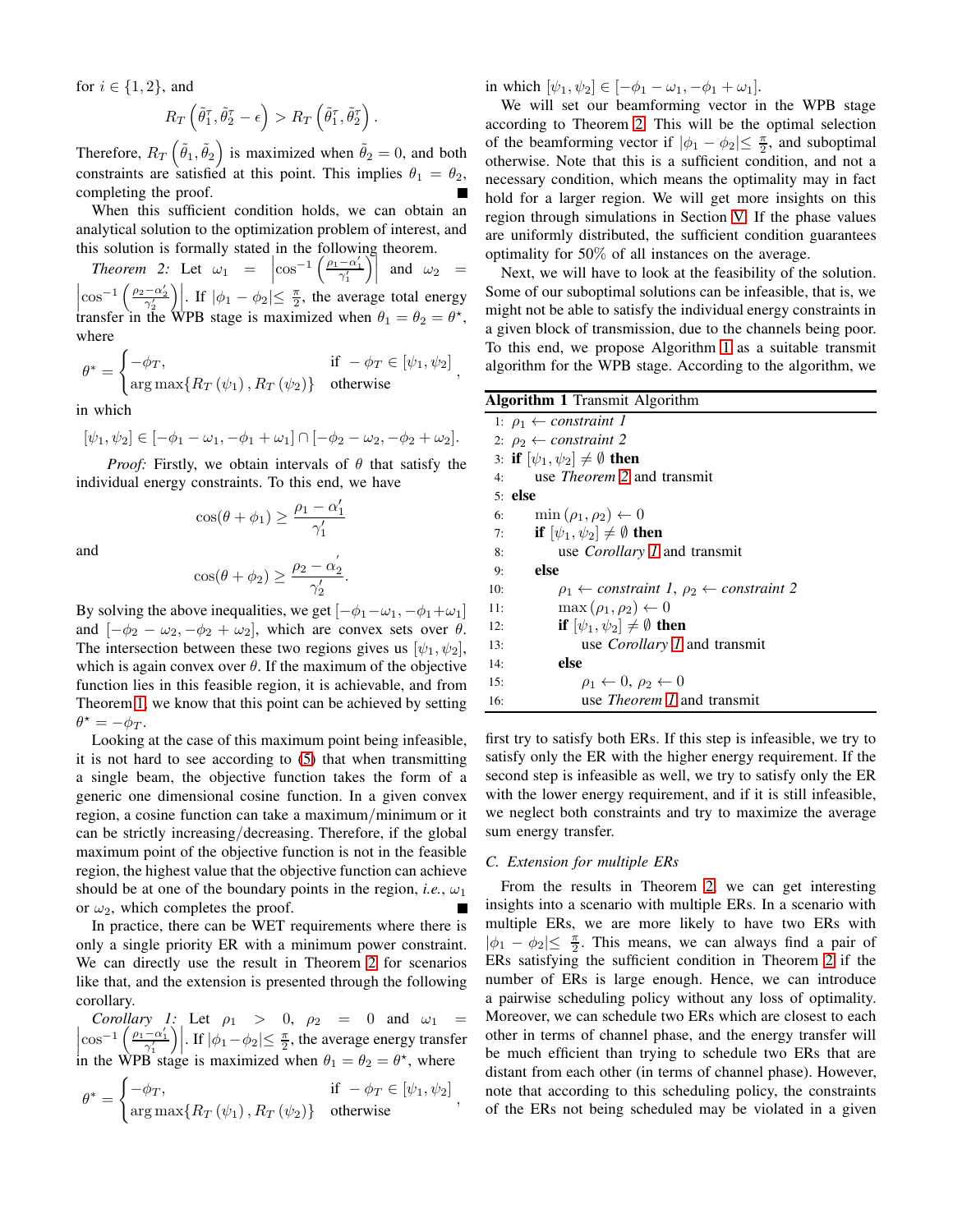for $i \in \{1, 2\}$, and

$$R_T\left(\tilde{\theta}_1^\tau, \tilde{\theta}_2^\tau - \epsilon\right) > R_T\left(\tilde{\theta}_1^\tau, \tilde{\theta}_2^\tau\right).$$

Therefore, $R_T\left(\tilde{\theta}_1, \tilde{\theta}_2\right)$ is maximized when $\tilde{\theta}_2 = 0$, and both constraints are satisfied at this point. This implies $\theta_1 = \theta_2$, completing the proof. ■

When this sufficient condition holds, we can obtain an analytical solution to the optimization problem of interest, and this solution is formally stated in the following theorem.

*Theorem 2:* Let $\omega_1 = \left|\cos^{-1}\left(\frac{\rho_1 - \alpha_1'}{\gamma_1'}\right)\right|$ and $\omega_2 = \left|\cos^{-1}\left(\frac{\rho_2 - \alpha_2'}{\gamma_2'}\right)\right|$. If $|\phi_1 - \phi_2| \leq \frac{\pi}{2}$, the average total energy transfer in the WPB stage is maximized when $\theta_1 = \theta_2 = \theta^\star$, where

$$\theta^* = \begin{cases} -\phi_T, & \text{if } -\phi_T \in [\psi_1, \psi_2] \\ \arg\max\{R_T(\psi_1), R_T(\psi_2)\} & \text{otherwise} \end{cases},$$

in which

$$[\psi_1, \psi_2] \in [-\phi_1 - \omega_1, -\phi_1 + \omega_1] \cap [-\phi_2 - \omega_2, -\phi_2 + \omega_2].$$

*Proof:* Firstly, we obtain intervals of $\theta$ that satisfy the individual energy constraints. To this end, we have

$$\cos(\theta + \phi_1) \geq \frac{\rho_1 - \alpha_1'}{\gamma_1'}$$

and

$$\cos(\theta + \phi_2) \geq \frac{\rho_2 - \alpha_2'}{\gamma_2'}.$$

By solving the above inequalities, we get $[-\phi_1 - \omega_1, -\phi_1 + \omega_1]$ and $[-\phi_2 - \omega_2, -\phi_2 + \omega_2]$, which are convex sets over $\theta$. The intersection between these two regions gives us $[\psi_1, \psi_2]$, which is again convex over $\theta$. If the maximum of the objective function lies in this feasible region, it is achievable, and from Theorem 1, we know that this point can be achieved by setting $\theta^\star = -\phi_T$.

Looking at the case of this maximum point being infeasible, it is not hard to see according to (5) that when transmitting a single beam, the objective function takes the form of a generic one dimensional cosine function. In a given convex region, a cosine function can take a maximum/minimum or it can be strictly increasing/decreasing. Therefore, if the global maximum point of the objective function is not in the feasible region, the highest value that the objective function can achieve should be at one of the boundary points in the region, *i.e.*, $\omega_1$ or $\omega_2$, which completes the proof. ■

In practice, there can be WET requirements where there is only a single priority ER with a minimum power constraint. We can directly use the result in Theorem 2 for scenarios like that, and the extension is presented through the following corollary.

*Corollary 1:* Let $\rho_1 > 0$, $\rho_2 = 0$ and $\omega_1 = \left|\cos^{-1}\left(\frac{\rho_1 - \alpha_1'}{\gamma_1'}\right)\right|$. If $|\phi_1 - \phi_2| \leq \frac{\pi}{2}$, the average energy transfer in the WPB stage is maximized when $\theta_1 = \theta_2 = \theta^\star$, where

$$\theta^* = \begin{cases} -\phi_T, & \text{if } -\phi_T \in [\psi_1, \psi_2] \\ \arg\max\{R_T(\psi_1), R_T(\psi_2)\} & \text{otherwise} \end{cases},$$

in which $[\psi_1, \psi_2] \in [-\phi_1 - \omega_1, -\phi_1 + \omega_1]$.

We will set our beamforming vector in the WPB stage according to Theorem 2. This will be the optimal selection of the beamforming vector if $|\phi_1 - \phi_2| \leq \frac{\pi}{2}$, and suboptimal otherwise. Note that this is a sufficient condition, and not a necessary condition, which means the optimality may in fact hold for a larger region. We will get more insights on this region through simulations in Section V. If the phase values are uniformly distributed, the sufficient condition guarantees optimality for 50% of all instances on the average.

Next, we will have to look at the feasibility of the solution. Some of our suboptimal solutions can be infeasible, that is, we might not be able to satisfy the individual energy constraints in a given block of transmission, due to the channels being poor. To this end, we propose Algorithm 1 as a suitable transmit algorithm for the WPB stage. According to the algorithm, we

**Algorithm 1** Transmit Algorithm

```
1:  ρ1 ← constraint 1
2:  ρ2 ← constraint 2
3:  if [ψ1, ψ2] ≠ ∅ then
4:      use Theorem 2 and transmit
5:  else
6:      min(ρ1, ρ2) ← 0
7:      if [ψ1, ψ2] ≠ ∅ then
8:          use Corollary 1 and transmit
9:      else
10:         ρ1 ← constraint 1, ρ2 ← constraint 2
11:         max(ρ1, ρ2) ← 0
12:         if [ψ1, ψ2] ≠ ∅ then
13:             use Corollary 1 and transmit
14:         else
15:             ρ1 ← 0, ρ2 ← 0
16:             use Theorem 1 and transmit
```

first try to satisfy both ERs. If this step is infeasible, we try to satisfy only the ER with the higher energy requirement. If the second step is infeasible as well, we try to satisfy only the ER with the lower energy requirement, and if it is still infeasible, we neglect both constraints and try to maximize the average sum energy transfer.

### C. Extension for multiple ERs

From the results in Theorem 2, we can get interesting insights into a scenario with multiple ERs. In a scenario with multiple ERs, we are more likely to have two ERs with $|\phi_1 - \phi_2| \leq \frac{\pi}{2}$. This means, we can always find a pair of ERs satisfying the sufficient condition in Theorem 2 if the number of ERs is large enough. Hence, we can introduce a pairwise scheduling policy without any loss of optimality. Moreover, we can schedule two ERs which are closest to each other in terms of channel phase, and the energy transfer will be much efficient than trying to schedule two ERs that are distant from each other (in terms of channel phase). However, note that according to this scheduling policy, the constraints of the ERs not being scheduled may be violated in a given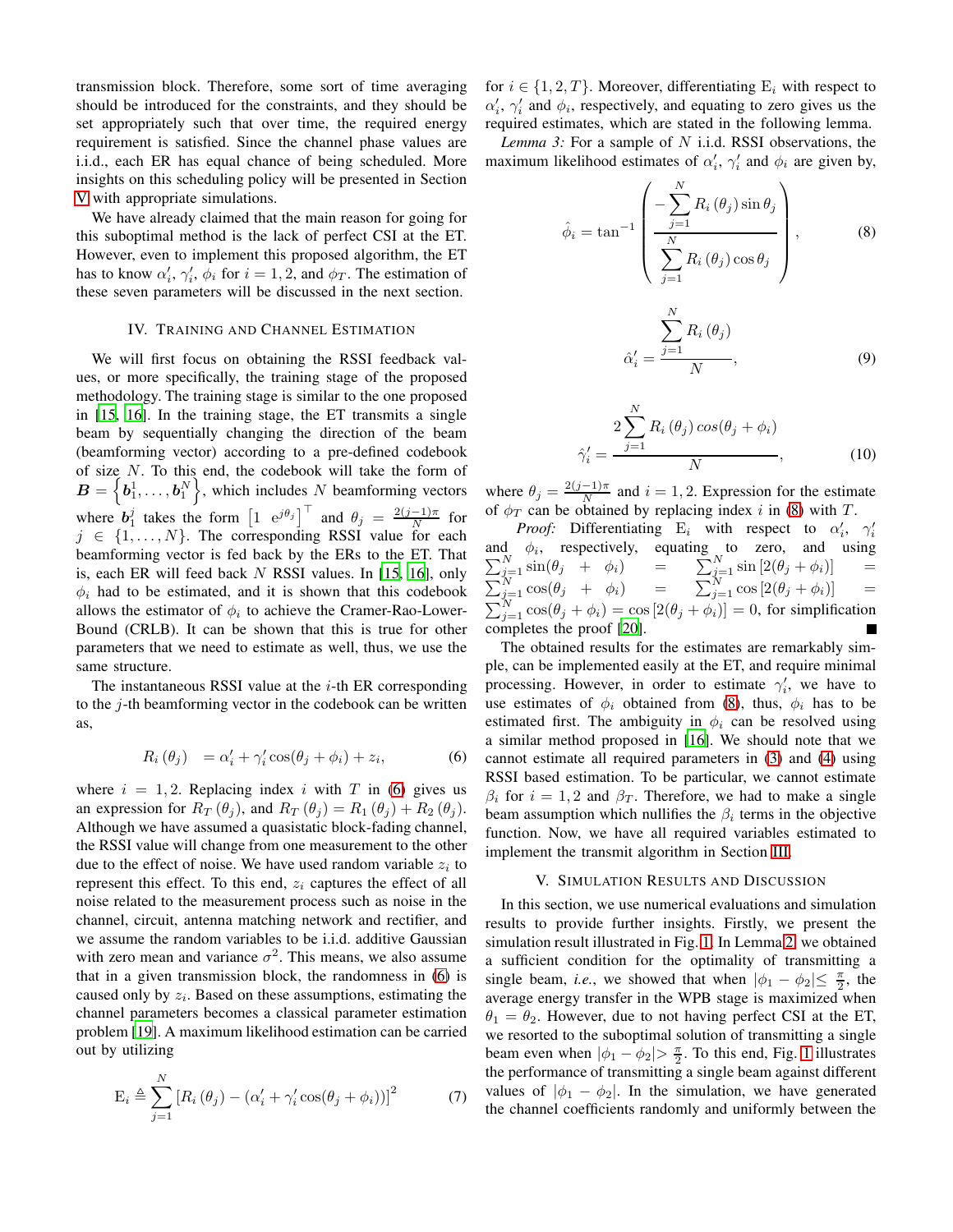transmission block. Therefore, some sort of time averaging should be introduced for the constraints, and they should be set appropriately such that over time, the required energy requirement is satisfied. Since the channel phase values are i.i.d., each ER has equal chance of being scheduled. More insights on this scheduling policy will be presented in Section V with appropriate simulations.

We have already claimed that the main reason for going for this suboptimal method is the lack of perfect CSI at the ET. However, even to implement this proposed algorithm, the ET has to know $\alpha_i'$, $\gamma_i'$, $\phi_i$ for $i = 1, 2$, and $\phi_T$. The estimation of these seven parameters will be discussed in the next section.

## IV. Training and Channel Estimation

We will first focus on obtaining the RSSI feedback values, or more specifically, the training stage of the proposed methodology. The training stage is similar to the one proposed in [15, 16]. In the training stage, the ET transmits a single beam by sequentially changing the direction of the beam (beamforming vector) according to a pre-defined codebook of size $N$. To this end, the codebook will take the form of $\boldsymbol{B} = \left\{\boldsymbol{b}_1^1, \ldots, \boldsymbol{b}_1^N\right\}$, which includes $N$ beamforming vectors where $\boldsymbol{b}_1^j$ takes the form $\left[1 \;\; \mathrm{e}^{j\theta_j}\right]^\top$ and $\theta_j = \frac{2(j-1)\pi}{N}$ for $j \in \{1, \ldots, N\}$. The corresponding RSSI value for each beamforming vector is fed back by the ERs to the ET. That is, each ER will feed back $N$ RSSI values. In [15, 16], only $\phi_i$ had to be estimated, and it is shown that this codebook allows the estimator of $\phi_i$ to achieve the Cramer-Rao-Lower-Bound (CRLB). It can be shown that this is true for other parameters that we need to estimate as well, thus, we use the same structure.

The instantaneous RSSI value at the $i$-th ER corresponding to the $j$-th beamforming vector in the codebook can be written as,

$$R_i\left(\theta_j\right) \;\; = \alpha_i' + \gamma_i' \cos(\theta_j + \phi_i) + z_i, \tag{6}$$

where $i = 1, 2$. Replacing index $i$ with $T$ in (6) gives us an expression for $R_T\left(\theta_j\right)$, and $R_T\left(\theta_j\right) = R_1\left(\theta_j\right) + R_2\left(\theta_j\right)$. Although we have assumed a quasistatic block-fading channel, the RSSI value will change from one measurement to the other due to the effect of noise. We have used random variable $z_i$ to represent this effect. To this end, $z_i$ captures the effect of all noise related to the measurement process such as noise in the channel, circuit, antenna matching network and rectifier, and we assume the random variables to be i.i.d. additive Gaussian with zero mean and variance $\sigma^2$. This means, we also assume that in a given transmission block, the randomness in (6) is caused only by $z_i$. Based on these assumptions, estimating the channel parameters becomes a classical parameter estimation problem [19]. A maximum likelihood estimation can be carried out by utilizing

$$\mathrm{E}_i \triangleq \sum_{j=1}^{N} \left[R_i\left(\theta_j\right) - \left(\alpha_i' + \gamma_i' \cos(\theta_j + \phi_i)\right)\right]^2 \tag{7}$$

for $i \in \{1, 2, T\}$. Moreover, differentiating $\mathrm{E}_i$ with respect to $\alpha_i'$, $\gamma_i'$ and $\phi_i$, respectively, and equating to zero gives us the required estimates, which are stated in the following lemma.

*Lemma 3:* For a sample of $N$ i.i.d. RSSI observations, the maximum likelihood estimates of $\alpha_i'$, $\gamma_i'$ and $\phi_i$ are given by,

$$\hat{\phi}_i = \tan^{-1}\left( \frac{-\displaystyle\sum_{j=1}^{N} R_i\left(\theta_j\right) \sin\theta_j}{\displaystyle\sum_{j=1}^{N} R_i\left(\theta_j\right) \cos\theta_j} \right), \tag{8}$$

$$\hat{\alpha}_i' = \frac{\displaystyle\sum_{j=1}^{N} R_i\left(\theta_j\right)}{N}, \tag{9}$$

$$\hat{\gamma}_i' = \frac{2\displaystyle\sum_{j=1}^{N} R_i\left(\theta_j\right) cos(\theta_j + \phi_i)}{N}, \tag{10}$$

where $\theta_j = \frac{2(j-1)\pi}{N}$ and $i = 1, 2$. Expression for the estimate of $\phi_T$ can be obtained by replacing index $i$ in (8) with $T$.

*Proof:* Differentiating $\mathrm{E}_i$ with respect to $\alpha_i'$, $\gamma_i'$ and $\phi_i$, respectively, equating to zero, and using $\sum_{j=1}^{N} \sin(\theta_j + \phi_i) = \sum_{j=1}^{N} \sin\left[2(\theta_j + \phi_i)\right] = \sum_{j=1}^{N} \cos(\theta_j + \phi_i) = \sum_{j=1}^{N} \cos\left[2(\theta_j + \phi_i)\right] = \sum_{j=1}^{N} \cos(\theta_j + \phi_i) = \cos\left[2(\theta_j + \phi_i)\right] = 0$, for simplification completes the proof [20]. ∎

The obtained results for the estimates are remarkably simple, can be implemented easily at the ET, and require minimal processing. However, in order to estimate $\gamma_i'$, we have to use estimates of $\phi_i$ obtained from (8), thus, $\phi_i$ has to be estimated first. The ambiguity in $\phi_i$ can be resolved using a similar method proposed in [16]. We should note that we cannot estimate all required parameters in (3) and (4) using RSSI based estimation. To be particular, we cannot estimate $\beta_i$ for $i = 1, 2$ and $\beta_T$. Therefore, we had to make a single beam assumption which nullifies the $\beta_i$ terms in the objective function. Now, we have all required variables estimated to implement the transmit algorithm in Section III.

## V. Simulation Results and Discussion

In this section, we use numerical evaluations and simulation results to provide further insights. Firstly, we present the simulation result illustrated in Fig. 1. In Lemma 2, we obtained a sufficient condition for the optimality of transmitting a single beam, *i.e.*, we showed that when $|\phi_1 - \phi_2| \leq \frac{\pi}{2}$, the average energy transfer in the WPB stage is maximized when $\theta_1 = \theta_2$. However, due to not having perfect CSI at the ET, we resorted to the suboptimal solution of transmitting a single beam even when $|\phi_1 - \phi_2| > \frac{\pi}{2}$. To this end, Fig. 1 illustrates the performance of transmitting a single beam against different values of $|\phi_1 - \phi_2|$. In the simulation, we have generated the channel coefficients randomly and uniformly between the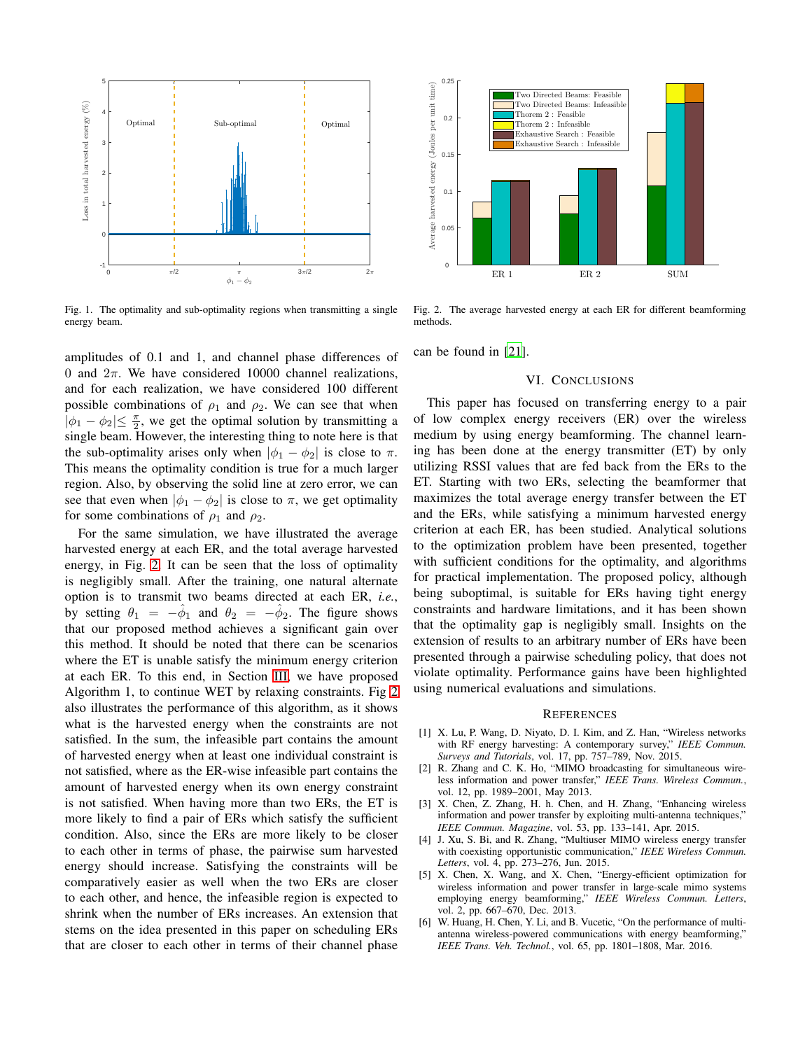Loss in total harvested energy (%)

5
4
3
2
1
0
-1

Optimal

Sub-optimal

Optimal

0
π/2
π
3π/2
2π

$\phi_1 - \phi_2$

Fig. 1. The optimality and sub-optimality regions when transmitting a single energy beam.

Average harvested energy (Joules per unit time)

0.25
0.2
0.15
0.1
0.05
0

Two Directed Beams: Feasible
Two Directed Beams: Infeasible
Thorem 2 : Feasible
Thorem 2 : Infeasible
Exhaustive Search : Feasible
Exhaustive Search : Infeasible

ER 1
ER 2
SUM

Fig. 2. The average harvested energy at each ER for different beamforming methods.

amplitudes of 0.1 and 1, and channel phase differences of 0 and $2\pi$. We have considered 10000 channel realizations, and for each realization, we have considered 100 different possible combinations of $\rho_1$ and $\rho_2$. We can see that when $|\phi_1 - \phi_2| \leq \frac{\pi}{2}$, we get the optimal solution by transmitting a single beam. However, the interesting thing to note here is that the sub-optimality arises only when $|\phi_1 - \phi_2|$ is close to $\pi$. This means the optimality condition is true for a much larger region. Also, by observing the solid line at zero error, we can see that even when $|\phi_1 - \phi_2|$ is close to $\pi$, we get optimality for some combinations of $\rho_1$ and $\rho_2$.

For the same simulation, we have illustrated the average harvested energy at each ER, and the total average harvested energy, in Fig. 2. It can be seen that the loss of optimality is negligibly small. After the training, one natural alternate option is to transmit two beams directed at each ER, *i.e.*, by setting $\theta_1 = -\hat{\phi}_1$ and $\theta_2 = -\hat{\phi}_2$. The figure shows that our proposed method achieves a significant gain over this method. It should be noted that there can be scenarios where the ET is unable satisfy the minimum energy criterion at each ER. To this end, in Section III, we have proposed Algorithm 1, to continue WET by relaxing constraints. Fig 2 also illustrates the performance of this algorithm, as it shows what is the harvested energy when the constraints are not satisfied. In the sum, the infeasible part contains the amount of harvested energy when at least one individual constraint is not satisfied, where as the ER-wise infeasible part contains the amount of harvested energy when its own energy constraint is not satisfied. When having more than two ERs, the ET is more likely to find a pair of ERs which satisfy the sufficient condition. Also, since the ERs are more likely to be closer to each other in terms of phase, the pairwise sum harvested energy should increase. Satisfying the constraints will be comparatively easier as well when the two ERs are closer to each other, and hence, the infeasible region is expected to shrink when the number of ERs increases. An extension that stems on the idea presented in this paper on scheduling ERs that are closer to each other in terms of their channel phase can be found in [21].

## VI. Conclusions

This paper has focused on transferring energy to a pair of low complex energy receivers (ER) over the wireless medium by using energy beamforming. The channel learning has been done at the energy transmitter (ET) by only utilizing RSSI values that are fed back from the ERs to the ET. Starting with two ERs, selecting the beamformer that maximizes the total average energy transfer between the ET and the ERs, while satisfying a minimum harvested energy criterion at each ER, has been studied. Analytical solutions to the optimization problem have been presented, together with sufficient conditions for the optimality, and algorithms for practical implementation. The proposed policy, although being suboptimal, is suitable for ERs having tight energy constraints and hardware limitations, and it has been shown that the optimality gap is negligibly small. Insights on the extension of results to an arbitrary number of ERs have been presented through a pairwise scheduling policy, that does not violate optimality. Performance gains have been highlighted using numerical evaluations and simulations.

## References

[1] X. Lu, P. Wang, D. Niyato, D. I. Kim, and Z. Han, "Wireless networks with RF energy harvesting: A contemporary survey," *IEEE Commun. Surveys and Tutorials*, vol. 17, pp. 757–789, Nov. 2015.

[2] R. Zhang and C. K. Ho, "MIMO broadcasting for simultaneous wireless information and power transfer," *IEEE Trans. Wireless Commun.*, vol. 12, pp. 1989–2001, May 2013.

[3] X. Chen, Z. Zhang, H. h. Chen, and H. Zhang, "Enhancing wireless information and power transfer by exploiting multi-antenna techniques," *IEEE Commun. Magazine*, vol. 53, pp. 133–141, Apr. 2015.

[4] J. Xu, S. Bi, and R. Zhang, "Multiuser MIMO wireless energy transfer with coexisting opportunistic communication," *IEEE Wireless Commun. Letters*, vol. 4, pp. 273–276, Jun. 2015.

[5] X. Chen, X. Wang, and X. Chen, "Energy-efficient optimization for wireless information and power transfer in large-scale mimo systems employing energy beamforming," *IEEE Wireless Commun. Letters*, vol. 2, pp. 667–670, Dec. 2013.

[6] W. Huang, H. Chen, Y. Li, and B. Vucetic, "On the performance of multi-antenna wireless-powered communications with energy beamforming," *IEEE Trans. Veh. Technol.*, vol. 65, pp. 1801–1808, Mar. 2016.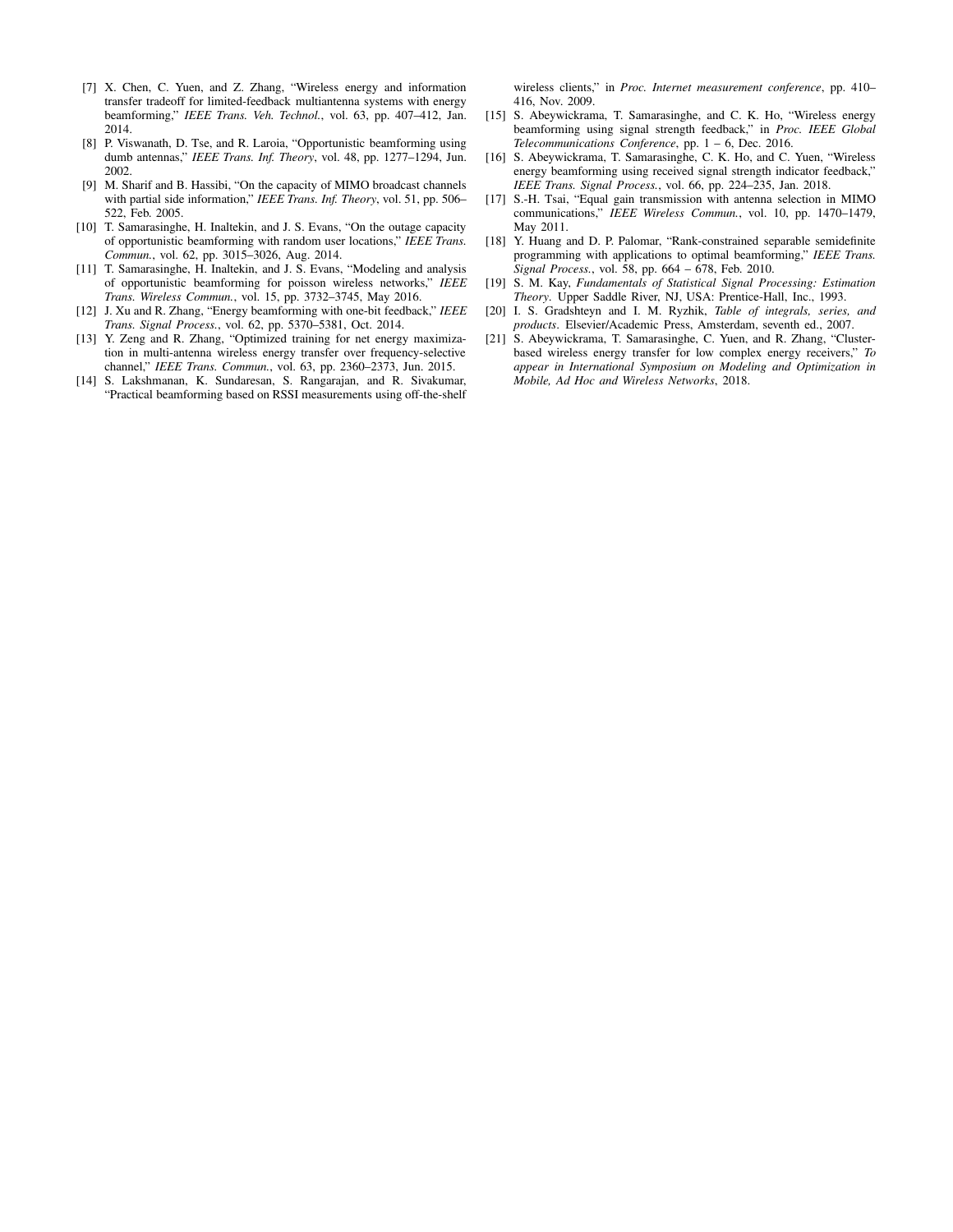[7] X. Chen, C. Yuen, and Z. Zhang, "Wireless energy and information transfer tradeoff for limited-feedback multiantenna systems with energy beamforming," *IEEE Trans. Veh. Technol.*, vol. 63, pp. 407–412, Jan. 2014.

[8] P. Viswanath, D. Tse, and R. Laroia, "Opportunistic beamforming using dumb antennas," *IEEE Trans. Inf. Theory*, vol. 48, pp. 1277–1294, Jun. 2002.

[9] M. Sharif and B. Hassibi, "On the capacity of MIMO broadcast channels with partial side information," *IEEE Trans. Inf. Theory*, vol. 51, pp. 506–522, Feb. 2005.

[10] T. Samarasinghe, H. Inaltekin, and J. S. Evans, "On the outage capacity of opportunistic beamforming with random user locations," *IEEE Trans. Commun.*, vol. 62, pp. 3015–3026, Aug. 2014.

[11] T. Samarasinghe, H. Inaltekin, and J. S. Evans, "Modeling and analysis of opportunistic beamforming for poisson wireless networks," *IEEE Trans. Wireless Commun.*, vol. 15, pp. 3732–3745, May 2016.

[12] J. Xu and R. Zhang, "Energy beamforming with one-bit feedback," *IEEE Trans. Signal Process.*, vol. 62, pp. 5370–5381, Oct. 2014.

[13] Y. Zeng and R. Zhang, "Optimized training for net energy maximization in multi-antenna wireless energy transfer over frequency-selective channel," *IEEE Trans. Commun.*, vol. 63, pp. 2360–2373, Jun. 2015.

[14] S. Lakshmanan, K. Sundaresan, S. Rangarajan, and R. Sivakumar, "Practical beamforming based on RSSI measurements using off-the-shelf wireless clients," in *Proc. Internet measurement conference*, pp. 410–416, Nov. 2009.

[15] S. Abeywickrama, T. Samarasinghe, and C. K. Ho, "Wireless energy beamforming using signal strength feedback," in *Proc. IEEE Global Telecommunications Conference*, pp. 1 – 6, Dec. 2016.

[16] S. Abeywickrama, T. Samarasinghe, C. K. Ho, and C. Yuen, "Wireless energy beamforming using received signal strength indicator feedback," *IEEE Trans. Signal Process.*, vol. 66, pp. 224–235, Jan. 2018.

[17] S.-H. Tsai, "Equal gain transmission with antenna selection in MIMO communications," *IEEE Wireless Commun.*, vol. 10, pp. 1470–1479, May 2011.

[18] Y. Huang and D. P. Palomar, "Rank-constrained separable semidefinite programming with applications to optimal beamforming," *IEEE Trans. Signal Process.*, vol. 58, pp. 664 – 678, Feb. 2010.

[19] S. M. Kay, *Fundamentals of Statistical Signal Processing: Estimation Theory*. Upper Saddle River, NJ, USA: Prentice-Hall, Inc., 1993.

[20] I. S. Gradshteyn and I. M. Ryzhik, *Table of integrals, series, and products*. Elsevier/Academic Press, Amsterdam, seventh ed., 2007.

[21] S. Abeywickrama, T. Samarasinghe, C. Yuen, and R. Zhang, "Cluster-based wireless energy transfer for low complex energy receivers," *To appear in International Symposium on Modeling and Optimization in Mobile, Ad Hoc and Wireless Networks*, 2018.